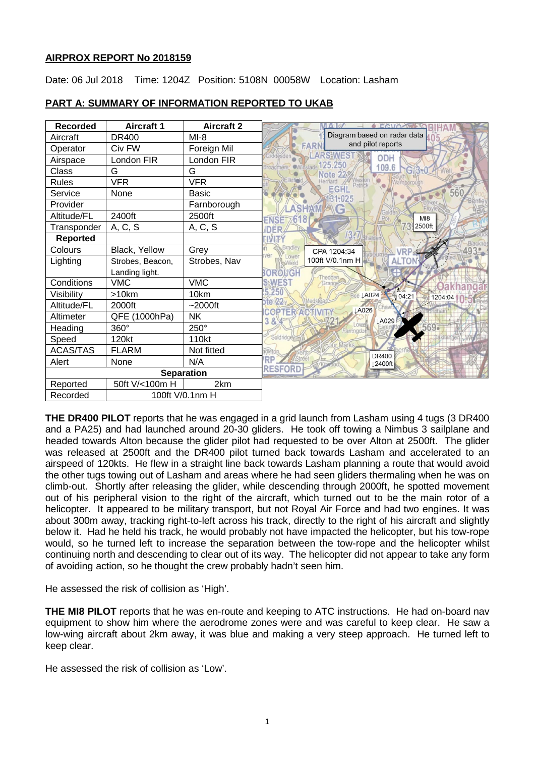**AIRPROX REPORT No 2018159**

Date: 06 Jul 2018 Time: 1204Z Position: 5108N 00058W Location: Lasham

**PART A: SUMMARY OF INFORMATION REPORTED TO UKAB**

| Recorded | Aircraft 1 | Aircraft 2 |
|---|---|---|
| Aircraft | DR400 | MI-8 |
| Operator | Civ FW | Foreign Mil |
| Airspace | London FIR | London FIR |
| Class | G | G |
| Rules | VFR | VFR |
| Service | None | Basic |
| Provider | | Farnborough |
| Altitude/FL | 2400ft | 2500ft |
| Transponder | A, C, S | A, C, S |
| **Reported** | | |
| Colours | Black, Yellow | Grey |
| Lighting | Strobes, Beacon, Landing light. | Strobes, Nav |
| Conditions | VMC | VMC |
| Visibility | >10km | 10km |
| Altitude/FL | 2000ft | ~2000ft |
| Altimeter | QFE (1000hPa) | NK |
| Heading | 360° | 250° |
| Speed | 120kt | 110kt |
| ACAS/TAS | FLARM | Not fitted |
| Alert | None | N/A |
| **Separation** | | |
| Reported | 50ft V/<100m H | 2km |
| Recorded | 100ft V/0.1nm H | |

Diagram based on radar data and pilot reports

MI8
2500ft
CPA 1204:34
100ft V/0.1nm H
A024
04:21
1204:04
A026
A029
DR400
↓2400ft

**THE DR400 PILOT** reports that he was engaged in a grid launch from Lasham using 4 tugs (3 DR400 and a PA25) and had launched around 20-30 gliders. He took off towing a Nimbus 3 sailplane and headed towards Alton because the glider pilot had requested to be over Alton at 2500ft. The glider was released at 2500ft and the DR400 pilot turned back towards Lasham and accelerated to an airspeed of 120kts. He flew in a straight line back towards Lasham planning a route that would avoid the other tugs towing out of Lasham and areas where he had seen gliders thermaling when he was on climb-out. Shortly after releasing the glider, while descending through 2000ft, he spotted movement out of his peripheral vision to the right of the aircraft, which turned out to be the main rotor of a helicopter. It appeared to be military transport, but not Royal Air Force and had two engines. It was about 300m away, tracking right-to-left across his track, directly to the right of his aircraft and slightly below it. Had he held his track, he would probably not have impacted the helicopter, but his tow-rope would, so he turned left to increase the separation between the tow-rope and the helicopter whilst continuing north and descending to clear out of its way. The helicopter did not appear to take any form of avoiding action, so he thought the crew probably hadn't seen him.

He assessed the risk of collision as 'High'.

**THE MI8 PILOT** reports that he was en-route and keeping to ATC instructions. He had on-board nav equipment to show him where the aerodrome zones were and was careful to keep clear. He saw a low-wing aircraft about 2km away, it was blue and making a very steep approach. He turned left to keep clear.

He assessed the risk of collision as 'Low'.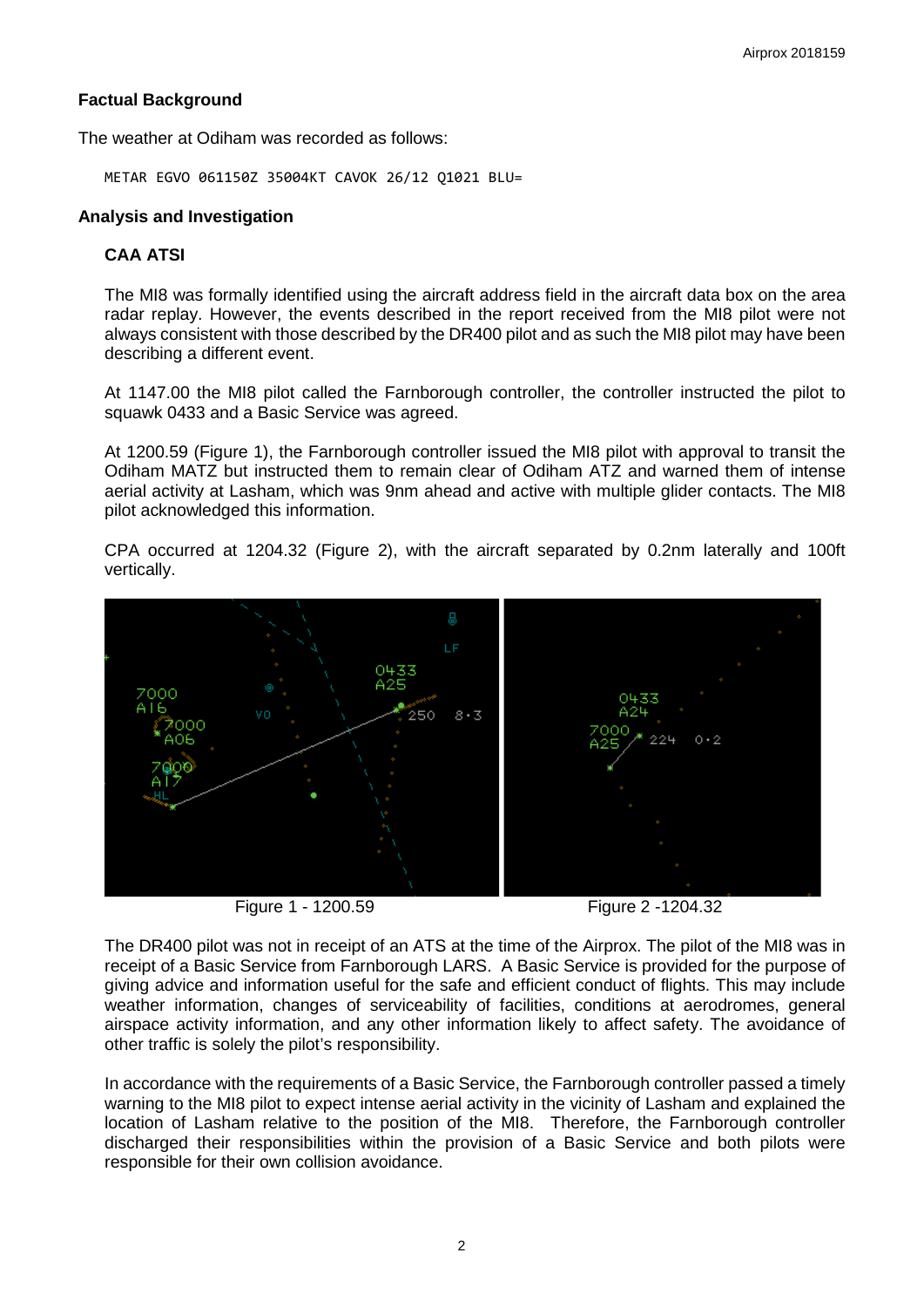## Factual Background

The weather at Odiham was recorded as follows:

```
METAR EGVO 061150Z 35004KT CAVOK 26/12 Q1021 BLU=
```

## Analysis and Investigation

### CAA ATSI

The MI8 was formally identified using the aircraft address field in the aircraft data box on the area radar replay. However, the events described in the report received from the MI8 pilot were not always consistent with those described by the DR400 pilot and as such the MI8 pilot may have been describing a different event.

At 1147.00 the MI8 pilot called the Farnborough controller, the controller instructed the pilot to squawk 0433 and a Basic Service was agreed.

At 1200.59 (Figure 1), the Farnborough controller issued the MI8 pilot with approval to transit the Odiham MATZ but instructed them to remain clear of Odiham ATZ and warned them of intense aerial activity at Lasham, which was 9nm ahead and active with multiple glider contacts. The MI8 pilot acknowledged this information.

CPA occurred at 1204.32 (Figure 2), with the aircraft separated by 0.2nm laterally and 100ft vertically.

Figure 1 - 1200.59

Figure 2 -1204.32

The DR400 pilot was not in receipt of an ATS at the time of the Airprox. The pilot of the MI8 was in receipt of a Basic Service from Farnborough LARS. A Basic Service is provided for the purpose of giving advice and information useful for the safe and efficient conduct of flights. This may include weather information, changes of serviceability of facilities, conditions at aerodromes, general airspace activity information, and any other information likely to affect safety. The avoidance of other traffic is solely the pilot's responsibility.

In accordance with the requirements of a Basic Service, the Farnborough controller passed a timely warning to the MI8 pilot to expect intense aerial activity in the vicinity of Lasham and explained the location of Lasham relative to the position of the MI8. Therefore, the Farnborough controller discharged their responsibilities within the provision of a Basic Service and both pilots were responsible for their own collision avoidance.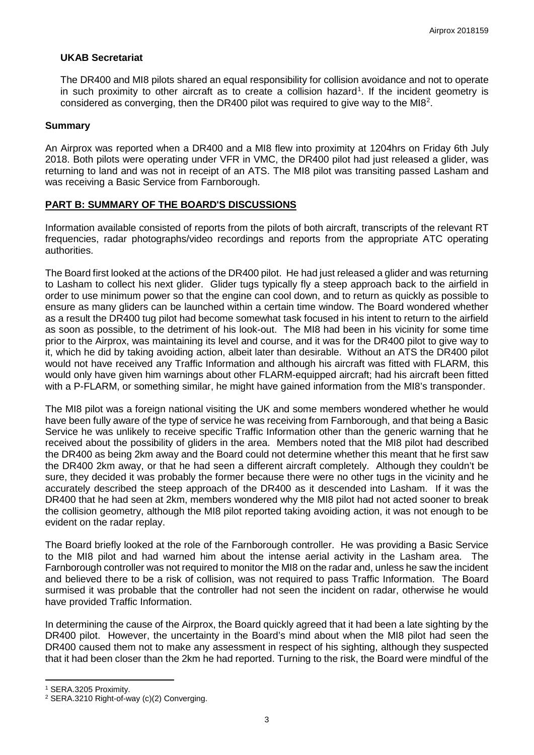**UKAB Secretariat**

The DR400 and MI8 pilots shared an equal responsibility for collision avoidance and not to operate in such proximity to other aircraft as to create a collision hazard[1]. If the incident geometry is considered as converging, then the DR400 pilot was required to give way to the MI8[2].

**Summary**

An Airprox was reported when a DR400 and a MI8 flew into proximity at 1204hrs on Friday 6th July 2018. Both pilots were operating under VFR in VMC, the DR400 pilot had just released a glider, was returning to land and was not in receipt of an ATS. The MI8 pilot was transiting passed Lasham and was receiving a Basic Service from Farnborough.

## PART B: SUMMARY OF THE BOARD'S DISCUSSIONS

Information available consisted of reports from the pilots of both aircraft, transcripts of the relevant RT frequencies, radar photographs/video recordings and reports from the appropriate ATC operating authorities.

The Board first looked at the actions of the DR400 pilot. He had just released a glider and was returning to Lasham to collect his next glider. Glider tugs typically fly a steep approach back to the airfield in order to use minimum power so that the engine can cool down, and to return as quickly as possible to ensure as many gliders can be launched within a certain time window. The Board wondered whether as a result the DR400 tug pilot had become somewhat task focused in his intent to return to the airfield as soon as possible, to the detriment of his look-out. The MI8 had been in his vicinity for some time prior to the Airprox, was maintaining its level and course, and it was for the DR400 pilot to give way to it, which he did by taking avoiding action, albeit later than desirable. Without an ATS the DR400 pilot would not have received any Traffic Information and although his aircraft was fitted with FLARM, this would only have given him warnings about other FLARM-equipped aircraft; had his aircraft been fitted with a P-FLARM, or something similar, he might have gained information from the MI8's transponder.

The MI8 pilot was a foreign national visiting the UK and some members wondered whether he would have been fully aware of the type of service he was receiving from Farnborough, and that being a Basic Service he was unlikely to receive specific Traffic Information other than the generic warning that he received about the possibility of gliders in the area. Members noted that the MI8 pilot had described the DR400 as being 2km away and the Board could not determine whether this meant that he first saw the DR400 2km away, or that he had seen a different aircraft completely. Although they couldn't be sure, they decided it was probably the former because there were no other tugs in the vicinity and he accurately described the steep approach of the DR400 as it descended into Lasham. If it was the DR400 that he had seen at 2km, members wondered why the MI8 pilot had not acted sooner to break the collision geometry, although the MI8 pilot reported taking avoiding action, it was not enough to be evident on the radar replay.

The Board briefly looked at the role of the Farnborough controller. He was providing a Basic Service to the MI8 pilot and had warned him about the intense aerial activity in the Lasham area. The Farnborough controller was not required to monitor the MI8 on the radar and, unless he saw the incident and believed there to be a risk of collision, was not required to pass Traffic Information. The Board surmised it was probable that the controller had not seen the incident on radar, otherwise he would have provided Traffic Information.

In determining the cause of the Airprox, the Board quickly agreed that it had been a late sighting by the DR400 pilot. However, the uncertainty in the Board's mind about when the MI8 pilot had seen the DR400 caused them not to make any assessment in respect of his sighting, although they suspected that it had been closer than the 2km he had reported. Turning to the risk, the Board were mindful of the

[1] SERA.3205 Proximity.

[2] SERA.3210 Right-of-way (c)(2) Converging.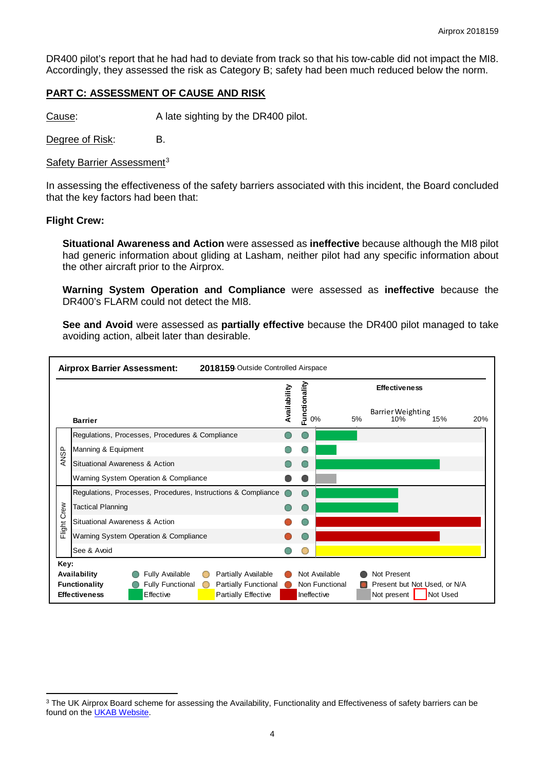DR400 pilot's report that he had had to deviate from track so that his tow-cable did not impact the MI8. Accordingly, they assessed the risk as Category B; safety had been much reduced below the norm.

## PART C: ASSESSMENT OF CAUSE AND RISK

Cause: A late sighting by the DR400 pilot.

Degree of Risk: B.

Safety Barrier Assessment[3]

In assessing the effectiveness of the safety barriers associated with this incident, the Board concluded that the key factors had been that:

**Flight Crew:**

**Situational Awareness and Action** were assessed as **ineffective** because although the MI8 pilot had generic information about gliding at Lasham, neither pilot had any specific information about the other aircraft prior to the Airprox.

**Warning System Operation and Compliance** were assessed as **ineffective** because the DR400's FLARM could not detect the MI8.

**See and Avoid** were assessed as **partially effective** because the DR400 pilot managed to take avoiding action, albeit later than desirable.

Airprox Barrier Assessment: 2018159 Outside Controlled Airspace

Barrier
Availability
Functionality
Effectiveness
Barrier Weighting
0%
5%
10%
15%
20%

ANSP
Regulations, Processes, Procedures & Compliance
Manning & Equipment
Situational Awareness & Action
Warning System Operation & Compliance

Flight Crew
Regulations, Processes, Procedures, Instructions & Compliance
Tactical Planning
Situational Awareness & Action
Warning System Operation & Compliance
See & Avoid

Key:
Availability: Fully Available, Partially Available, Not Available, Not Present
Functionality: Fully Functional, Partially Functional, Non Functional, Present but Not Used, or N/A
Effectiveness: Effective, Partially Effective, Ineffective, Not present, Not Used

---

[3] The UK Airprox Board scheme for assessing the Availability, Functionality and Effectiveness of safety barriers can be found on the UKAB Website.